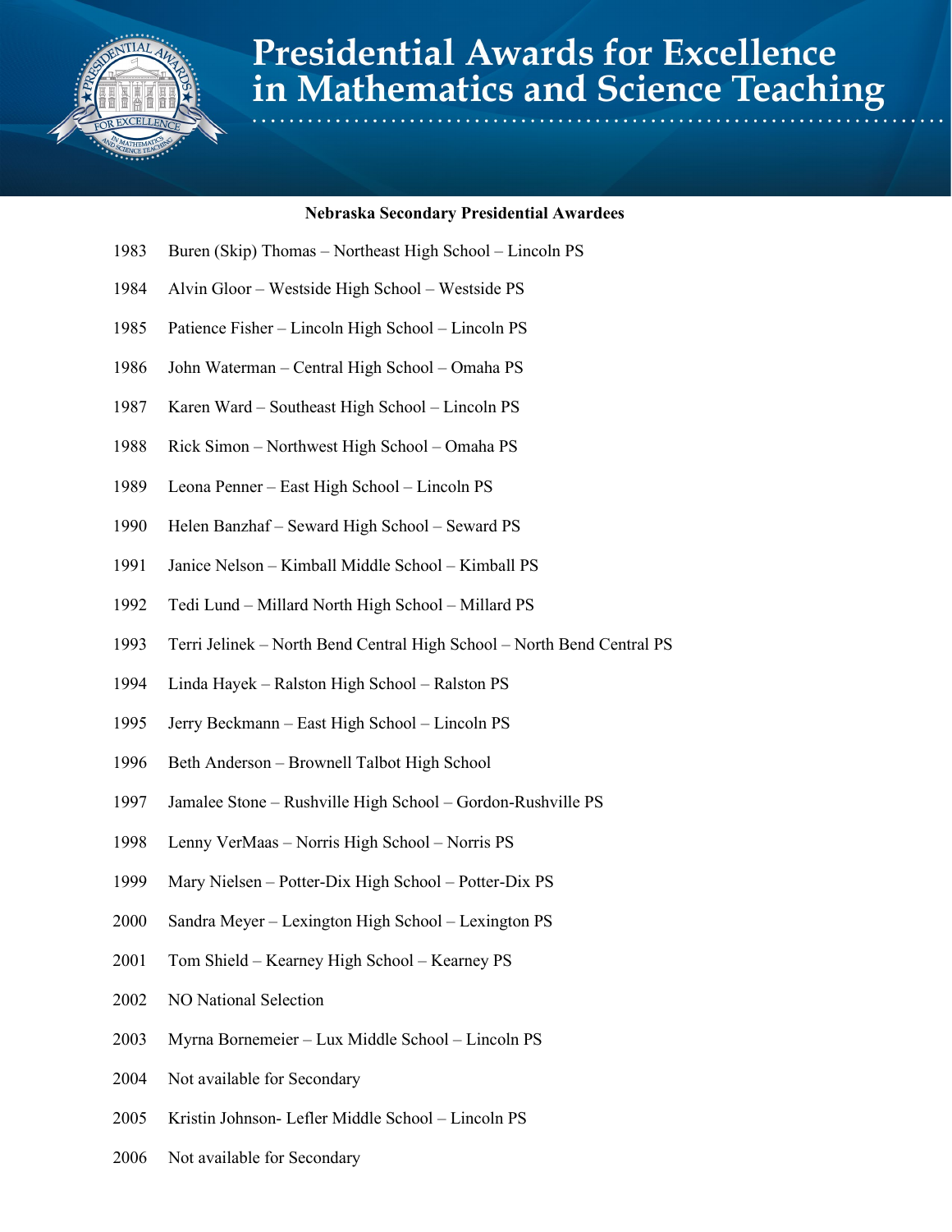# Presidential Awards for Excellence in Mathematics and Science Teaching

**Nebraska Secondary Presidential Awardees**

1983 Buren (Skip) Thomas – Northeast High School – Lincoln PS

1984 Alvin Gloor – Westside High School – Westside PS

1985 Patience Fisher – Lincoln High School – Lincoln PS

1986 John Waterman – Central High School – Omaha PS

1987 Karen Ward – Southeast High School – Lincoln PS

1988 Rick Simon – Northwest High School – Omaha PS

1989 Leona Penner – East High School – Lincoln PS

1990 Helen Banzhaf – Seward High School – Seward PS

1991 Janice Nelson – Kimball Middle School – Kimball PS

1992 Tedi Lund – Millard North High School – Millard PS

1993 Terri Jelinek – North Bend Central High School – North Bend Central PS

1994 Linda Hayek – Ralston High School – Ralston PS

1995 Jerry Beckmann – East High School – Lincoln PS

1996 Beth Anderson – Brownell Talbot High School

1997 Jamalee Stone – Rushville High School – Gordon-Rushville PS

1998 Lenny VerMaas – Norris High School – Norris PS

1999 Mary Nielsen – Potter-Dix High School – Potter-Dix PS

2000 Sandra Meyer – Lexington High School – Lexington PS

2001 Tom Shield – Kearney High School – Kearney PS

2002 NO National Selection

2003 Myrna Bornemeier – Lux Middle School – Lincoln PS

2004 Not available for Secondary

2005 Kristin Johnson- Lefler Middle School – Lincoln PS

2006 Not available for Secondary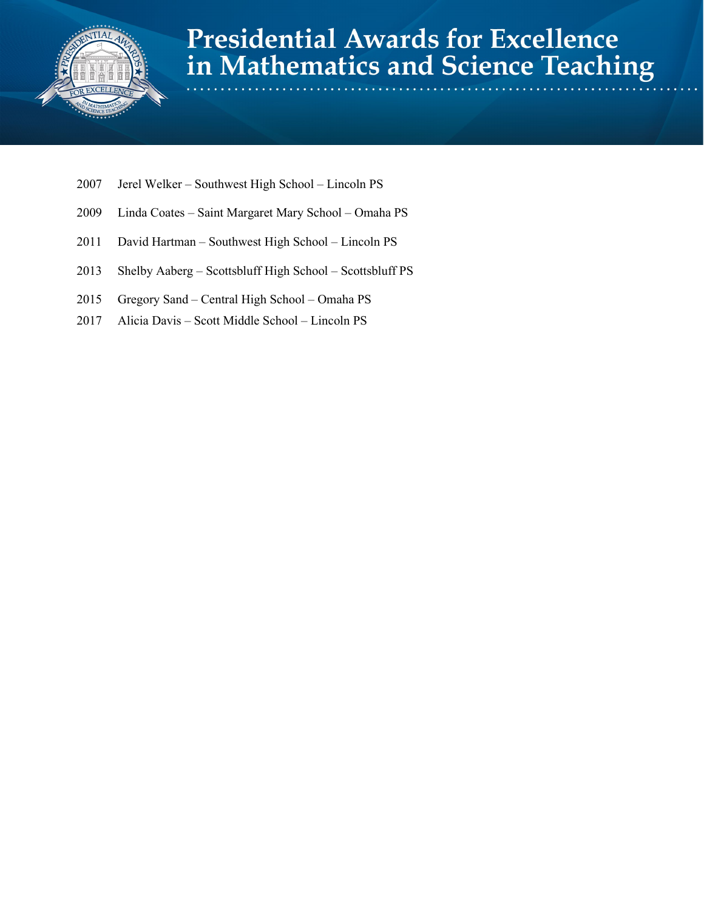# Presidential Awards for Excellence in Mathematics and Science Teaching

2007 Jerel Welker – Southwest High School – Lincoln PS

2009 Linda Coates – Saint Margaret Mary School – Omaha PS

2011 David Hartman – Southwest High School – Lincoln PS

2013 Shelby Aaberg – Scottsbluff High School – Scottsbluff PS

2015 Gregory Sand – Central High School – Omaha PS

2017 Alicia Davis – Scott Middle School – Lincoln PS